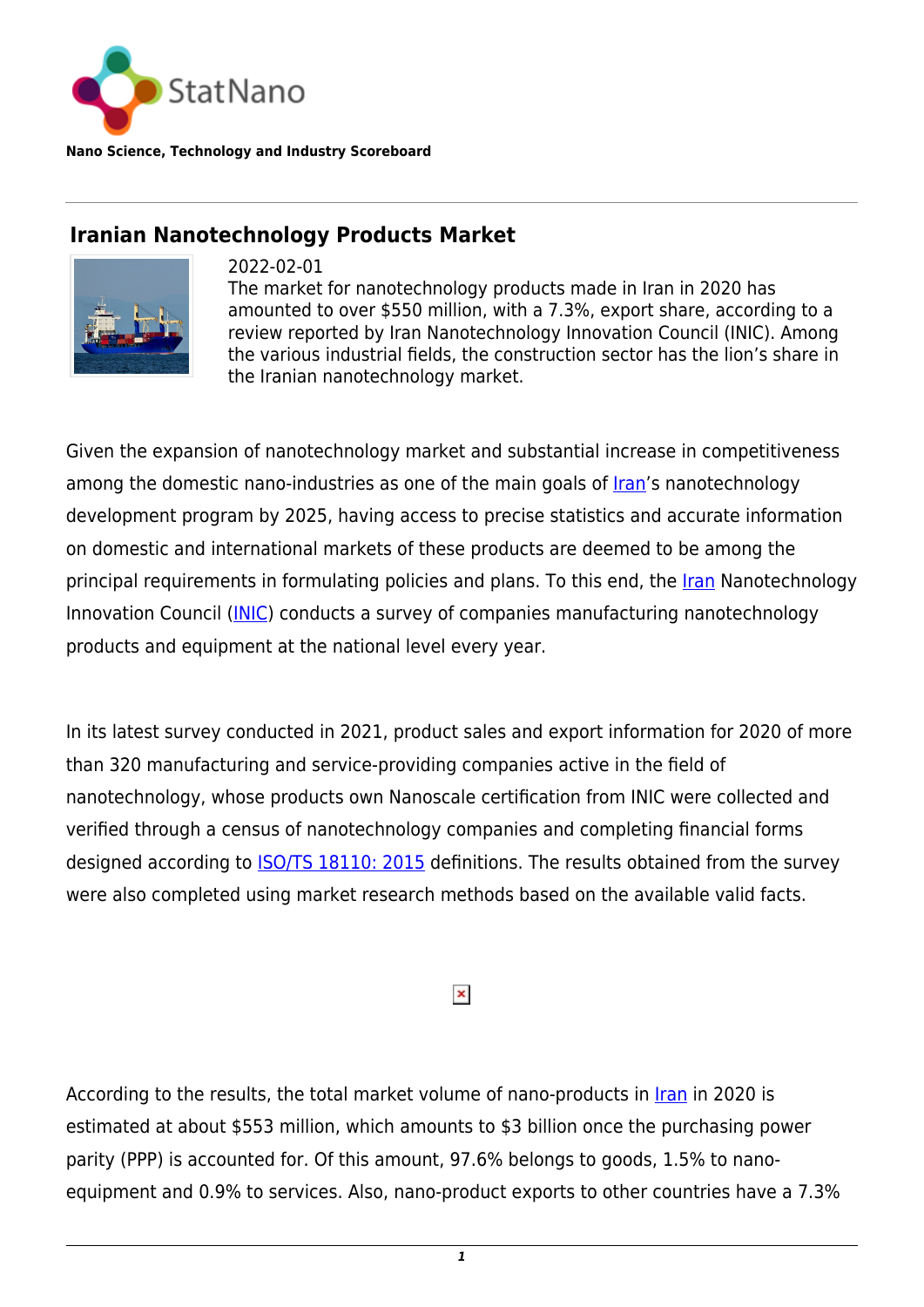StatNano

**Nano Science, Technology and Industry Scoreboard**

## Iranian Nanotechnology Products Market

2022-02-01

The market for nanotechnology products made in Iran in 2020 has amounted to over $550 million, with a 7.3%, export share, according to a review reported by Iran Nanotechnology Innovation Council (INIC). Among the various industrial fields, the construction sector has the lion's share in the Iranian nanotechnology market.

Given the expansion of nanotechnology market and substantial increase in competitiveness among the domestic nano-industries as one of the main goals of Iran's nanotechnology development program by 2025, having access to precise statistics and accurate information on domestic and international markets of these products are deemed to be among the principal requirements in formulating policies and plans. To this end, the Iran Nanotechnology Innovation Council (INIC) conducts a survey of companies manufacturing nanotechnology products and equipment at the national level every year.

In its latest survey conducted in 2021, product sales and export information for 2020 of more than 320 manufacturing and service-providing companies active in the field of nanotechnology, whose products own Nanoscale certification from INIC were collected and verified through a census of nanotechnology companies and completing financial forms designed according to ISO/TS 18110: 2015 definitions. The results obtained from the survey were also completed using market research methods based on the available valid facts.

According to the results, the total market volume of nano-products in Iran in 2020 is estimated at about $553 million, which amounts to $3 billion once the purchasing power parity (PPP) is accounted for. Of this amount, 97.6% belongs to goods, 1.5% to nano-equipment and 0.9% to services. Also, nano-product exports to other countries have a 7.3%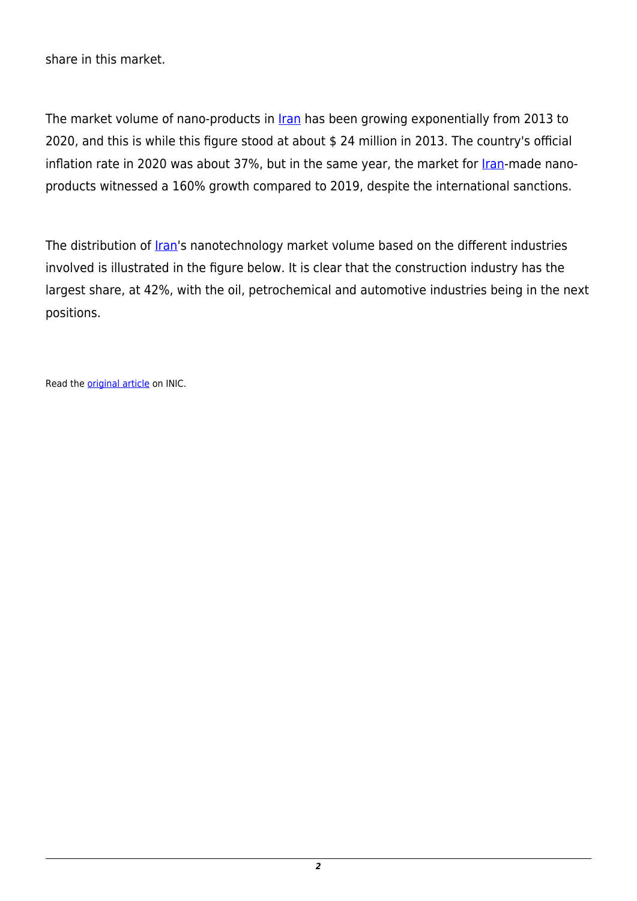share in this market.

The market volume of nano-products in Iran has been growing exponentially from 2013 to 2020, and this is while this figure stood at about $ 24 million in 2013. The country's official inflation rate in 2020 was about 37%, but in the same year, the market for Iran-made nano-products witnessed a 160% growth compared to 2019, despite the international sanctions.

The distribution of Iran's nanotechnology market volume based on the different industries involved is illustrated in the figure below. It is clear that the construction industry has the largest share, at 42%, with the oil, petrochemical and automotive industries being in the next positions.

Read the original article on INIC.